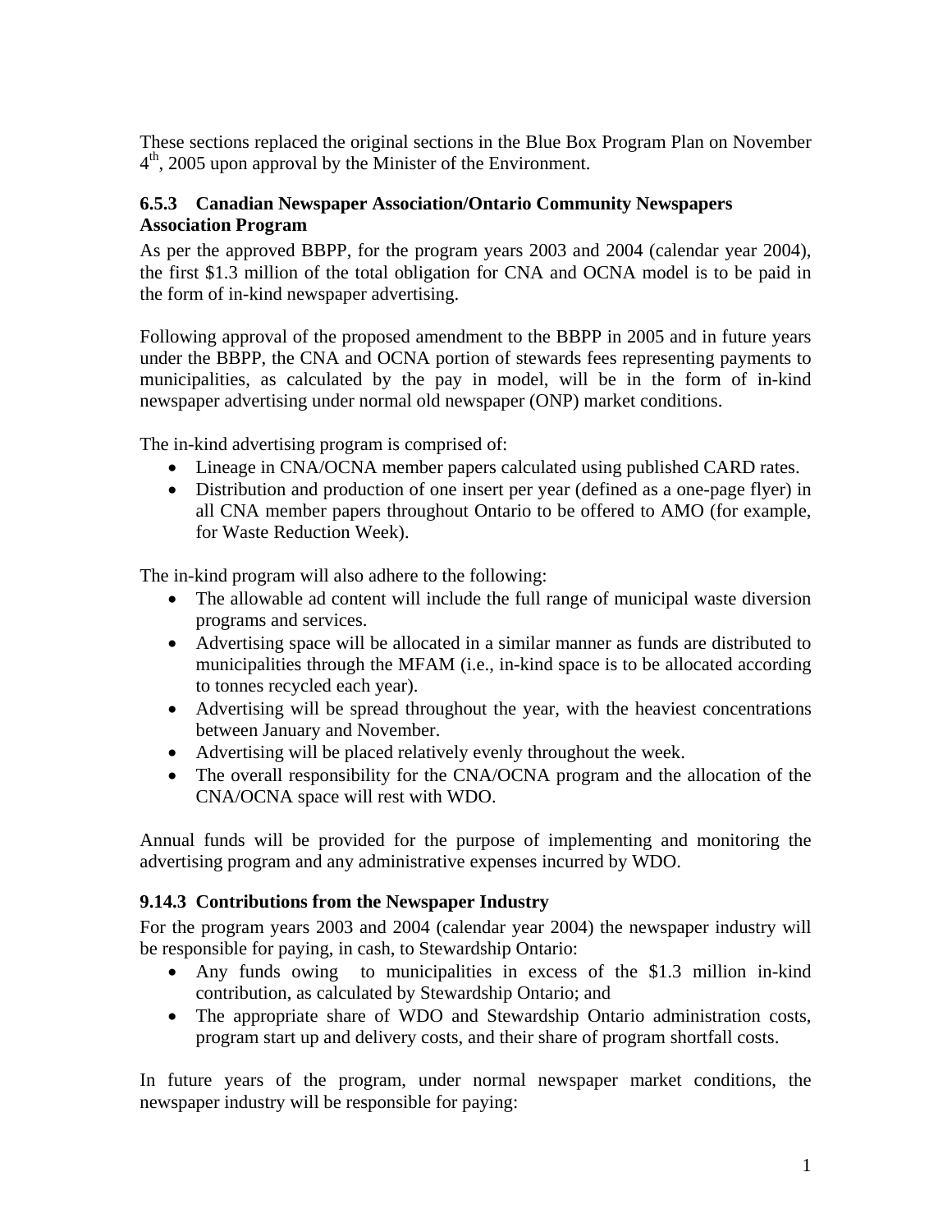These sections replaced the original sections in the Blue Box Program Plan on November 4th, 2005 upon approval by the Minister of the Environment.

### 6.5.3 Canadian Newspaper Association/Ontario Community Newspapers Association Program

As per the approved BBPP, for the program years 2003 and 2004 (calendar year 2004), the first $1.3 million of the total obligation for CNA and OCNA model is to be paid in the form of in-kind newspaper advertising.

Following approval of the proposed amendment to the BBPP in 2005 and in future years under the BBPP, the CNA and OCNA portion of stewards fees representing payments to municipalities, as calculated by the pay in model, will be in the form of in-kind newspaper advertising under normal old newspaper (ONP) market conditions.

The in-kind advertising program is comprised of:

- Lineage in CNA/OCNA member papers calculated using published CARD rates.
- Distribution and production of one insert per year (defined as a one-page flyer) in all CNA member papers throughout Ontario to be offered to AMO (for example, for Waste Reduction Week).

The in-kind program will also adhere to the following:

- The allowable ad content will include the full range of municipal waste diversion programs and services.
- Advertising space will be allocated in a similar manner as funds are distributed to municipalities through the MFAM (i.e., in-kind space is to be allocated according to tonnes recycled each year).
- Advertising will be spread throughout the year, with the heaviest concentrations between January and November.
- Advertising will be placed relatively evenly throughout the week.
- The overall responsibility for the CNA/OCNA program and the allocation of the CNA/OCNA space will rest with WDO.

Annual funds will be provided for the purpose of implementing and monitoring the advertising program and any administrative expenses incurred by WDO.

### 9.14.3 Contributions from the Newspaper Industry

For the program years 2003 and 2004 (calendar year 2004) the newspaper industry will be responsible for paying, in cash, to Stewardship Ontario:

- Any funds owing to municipalities in excess of the $1.3 million in-kind contribution, as calculated by Stewardship Ontario; and
- The appropriate share of WDO and Stewardship Ontario administration costs, program start up and delivery costs, and their share of program shortfall costs.

In future years of the program, under normal newspaper market conditions, the newspaper industry will be responsible for paying: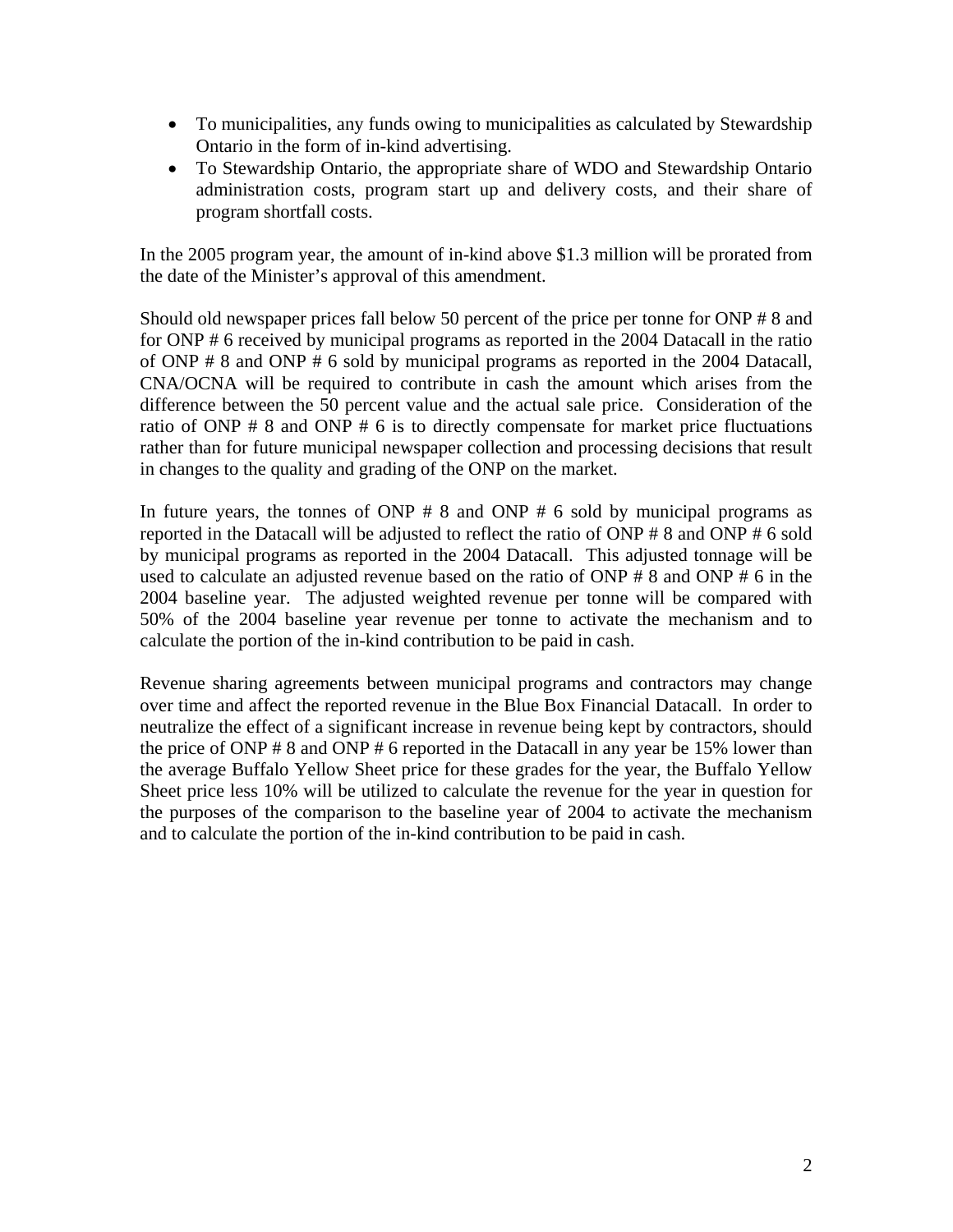- To municipalities, any funds owing to municipalities as calculated by Stewardship Ontario in the form of in-kind advertising.
- To Stewardship Ontario, the appropriate share of WDO and Stewardship Ontario administration costs, program start up and delivery costs, and their share of program shortfall costs.

In the 2005 program year, the amount of in-kind above $1.3 million will be prorated from the date of the Minister's approval of this amendment.

Should old newspaper prices fall below 50 percent of the price per tonne for ONP # 8 and for ONP # 6 received by municipal programs as reported in the 2004 Datacall in the ratio of ONP # 8 and ONP # 6 sold by municipal programs as reported in the 2004 Datacall, CNA/OCNA will be required to contribute in cash the amount which arises from the difference between the 50 percent value and the actual sale price. Consideration of the ratio of ONP # 8 and ONP # 6 is to directly compensate for market price fluctuations rather than for future municipal newspaper collection and processing decisions that result in changes to the quality and grading of the ONP on the market.

In future years, the tonnes of ONP # 8 and ONP # 6 sold by municipal programs as reported in the Datacall will be adjusted to reflect the ratio of ONP # 8 and ONP # 6 sold by municipal programs as reported in the 2004 Datacall. This adjusted tonnage will be used to calculate an adjusted revenue based on the ratio of ONP # 8 and ONP # 6 in the 2004 baseline year. The adjusted weighted revenue per tonne will be compared with 50% of the 2004 baseline year revenue per tonne to activate the mechanism and to calculate the portion of the in-kind contribution to be paid in cash.

Revenue sharing agreements between municipal programs and contractors may change over time and affect the reported revenue in the Blue Box Financial Datacall. In order to neutralize the effect of a significant increase in revenue being kept by contractors, should the price of ONP # 8 and ONP # 6 reported in the Datacall in any year be 15% lower than the average Buffalo Yellow Sheet price for these grades for the year, the Buffalo Yellow Sheet price less 10% will be utilized to calculate the revenue for the year in question for the purposes of the comparison to the baseline year of 2004 to activate the mechanism and to calculate the portion of the in-kind contribution to be paid in cash.